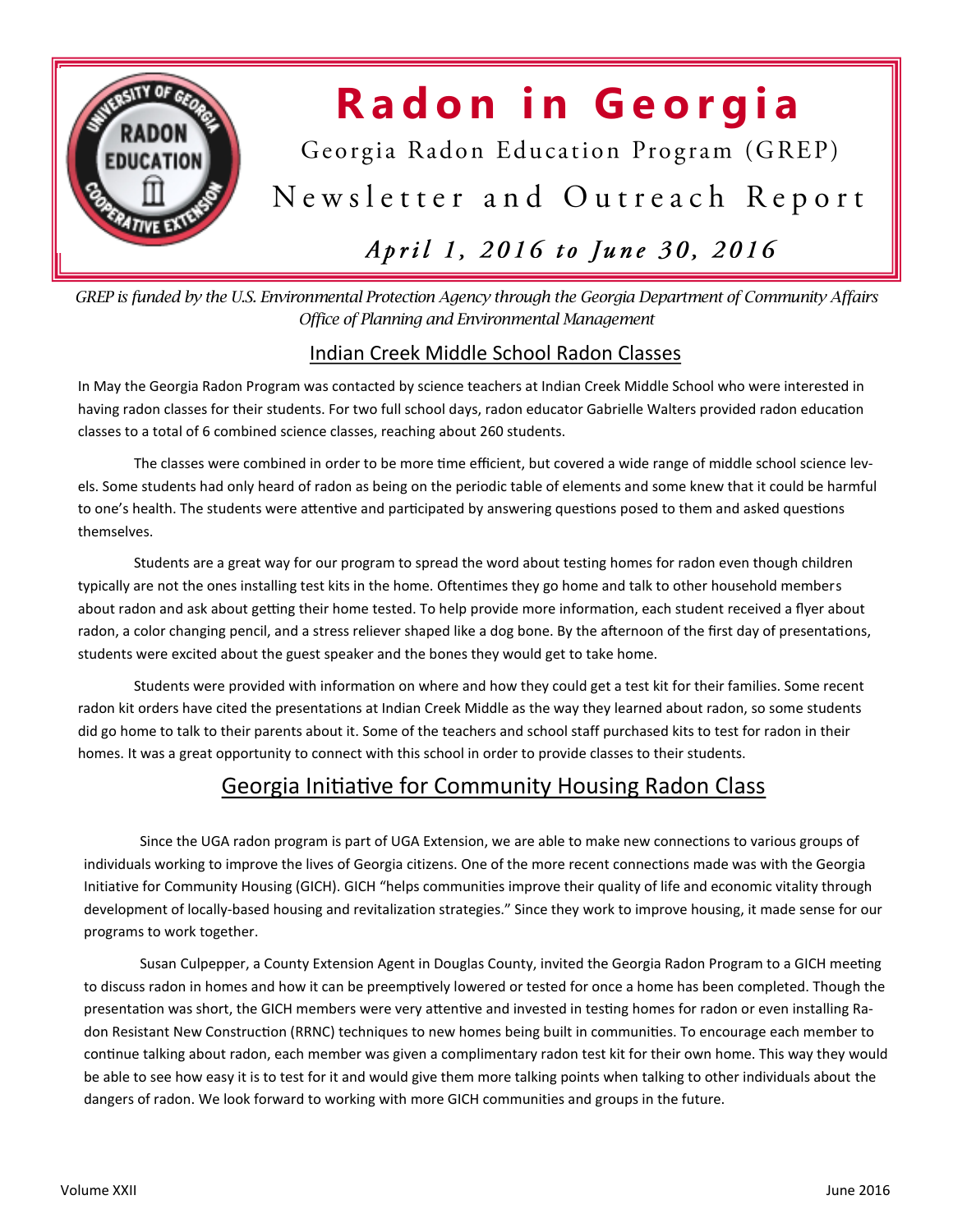# Radon in Georgia

Georgia Radon Education Program (GREP)

Newsletter and Outreach Report

***April 1, 2016 to June 30, 2016***

*GREP is funded by the U.S. Environmental Protection Agency through the Georgia Department of Community Affairs Office of Planning and Environmental Management*

## Indian Creek Middle School Radon Classes

In May the Georgia Radon Program was contacted by science teachers at Indian Creek Middle School who were interested in having radon classes for their students. For two full school days, radon educator Gabrielle Walters provided radon education classes to a total of 6 combined science classes, reaching about 260 students.

The classes were combined in order to be more time efficient, but covered a wide range of middle school science levels. Some students had only heard of radon as being on the periodic table of elements and some knew that it could be harmful to one's health. The students were attentive and participated by answering questions posed to them and asked questions themselves.

Students are a great way for our program to spread the word about testing homes for radon even though children typically are not the ones installing test kits in the home. Oftentimes they go home and talk to other household members about radon and ask about getting their home tested. To help provide more information, each student received a flyer about radon, a color changing pencil, and a stress reliever shaped like a dog bone. By the afternoon of the first day of presentations, students were excited about the guest speaker and the bones they would get to take home.

Students were provided with information on where and how they could get a test kit for their families. Some recent radon kit orders have cited the presentations at Indian Creek Middle as the way they learned about radon, so some students did go home to talk to their parents about it. Some of the teachers and school staff purchased kits to test for radon in their homes. It was a great opportunity to connect with this school in order to provide classes to their students.

## Georgia Initiative for Community Housing Radon Class

Since the UGA radon program is part of UGA Extension, we are able to make new connections to various groups of individuals working to improve the lives of Georgia citizens. One of the more recent connections made was with the Georgia Initiative for Community Housing (GICH). GICH "helps communities improve their quality of life and economic vitality through development of locally-based housing and revitalization strategies." Since they work to improve housing, it made sense for our programs to work together.

Susan Culpepper, a County Extension Agent in Douglas County, invited the Georgia Radon Program to a GICH meeting to discuss radon in homes and how it can be preemptively lowered or tested for once a home has been completed. Though the presentation was short, the GICH members were very attentive and invested in testing homes for radon or even installing Radon Resistant New Construction (RRNC) techniques to new homes being built in communities. To encourage each member to continue talking about radon, each member was given a complimentary radon test kit for their own home. This way they would be able to see how easy it is to test for it and would give them more talking points when talking to other individuals about the dangers of radon. We look forward to working with more GICH communities and groups in the future.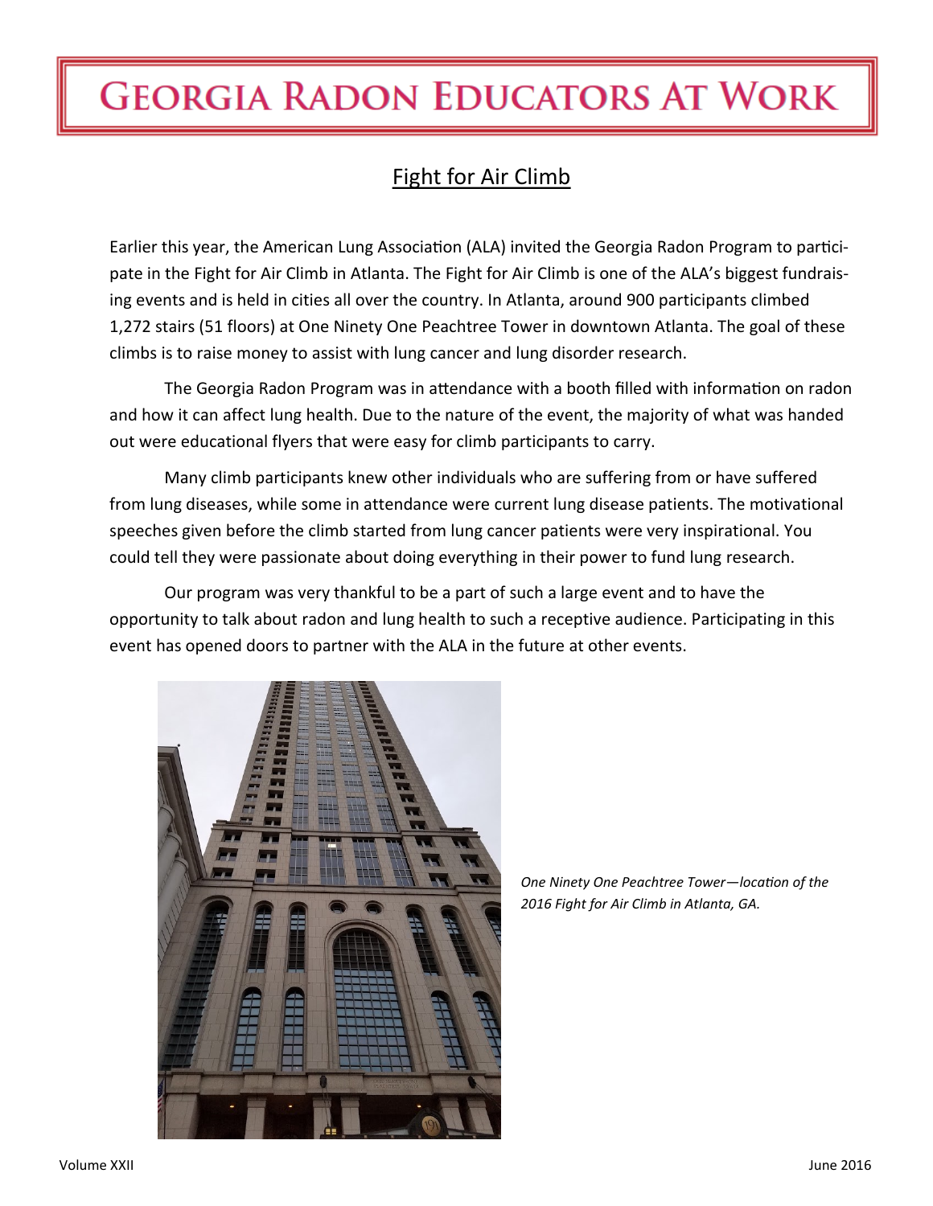# Georgia Radon Educators At Work

## Fight for Air Climb

Earlier this year, the American Lung Association (ALA) invited the Georgia Radon Program to participate in the Fight for Air Climb in Atlanta. The Fight for Air Climb is one of the ALA's biggest fundraising events and is held in cities all over the country. In Atlanta, around 900 participants climbed 1,272 stairs (51 floors) at One Ninety One Peachtree Tower in downtown Atlanta. The goal of these climbs is to raise money to assist with lung cancer and lung disorder research.

The Georgia Radon Program was in attendance with a booth filled with information on radon and how it can affect lung health. Due to the nature of the event, the majority of what was handed out were educational flyers that were easy for climb participants to carry.

Many climb participants knew other individuals who are suffering from or have suffered from lung diseases, while some in attendance were current lung disease patients. The motivational speeches given before the climb started from lung cancer patients were very inspirational. You could tell they were passionate about doing everything in their power to fund lung research.

Our program was very thankful to be a part of such a large event and to have the opportunity to talk about radon and lung health to such a receptive audience. Participating in this event has opened doors to partner with the ALA in the future at other events.

*One Ninety One Peachtree Tower—location of the 2016 Fight for Air Climb in Atlanta, GA.*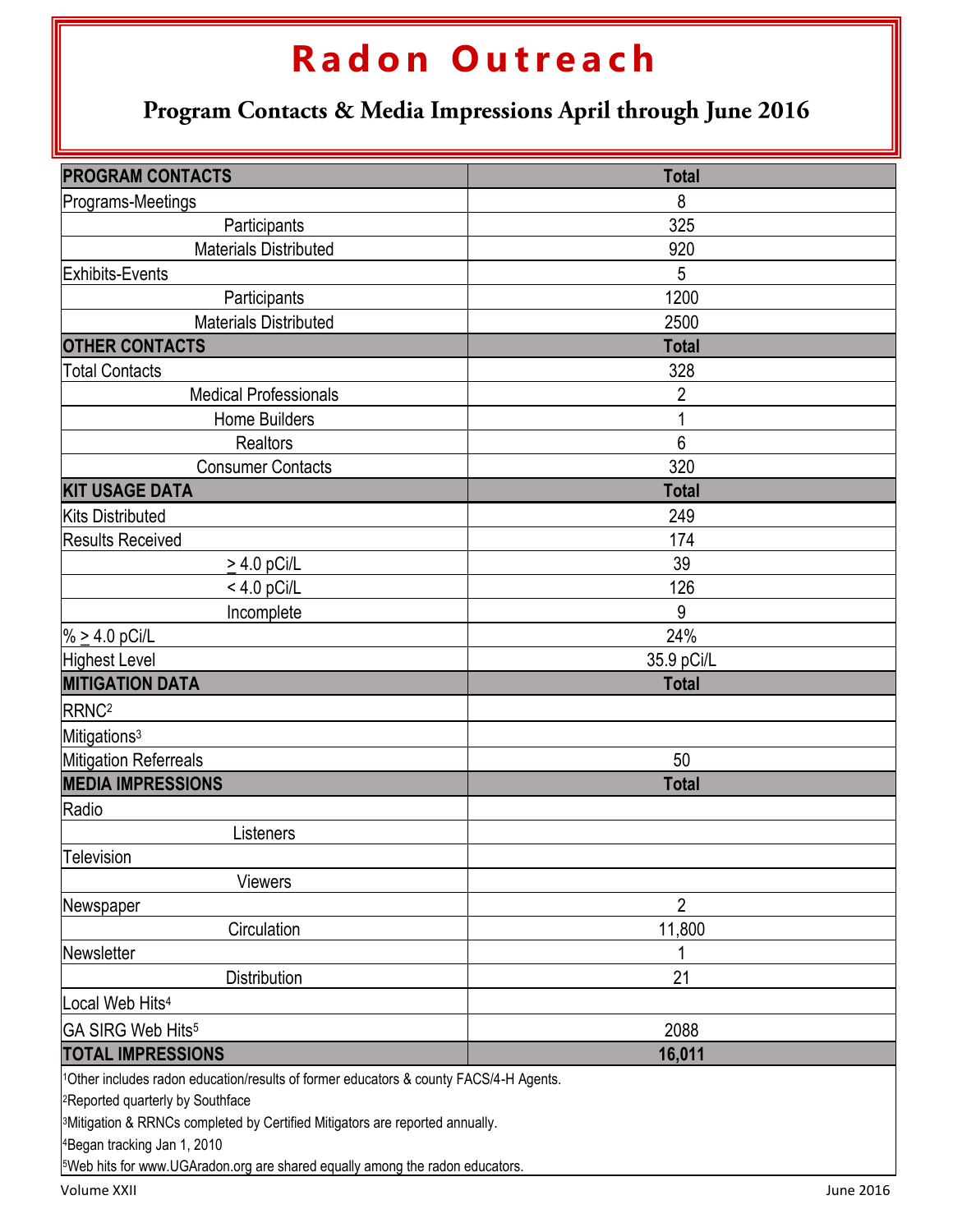# Radon Outreach

## Program Contacts & Media Impressions April through June 2016

| PROGRAM CONTACTS | Total |
|---|---|
| Programs-Meetings | 8 |
| Participants | 325 |
| Materials Distributed | 920 |
| Exhibits-Events | 5 |
| Participants | 1200 |
| Materials Distributed | 2500 |
| **OTHER CONTACTS** | **Total** |
| Total Contacts | 328 |
| Medical Professionals | 2 |
| Home Builders | 1 |
| Realtors | 6 |
| Consumer Contacts | 320 |
| **KIT USAGE DATA** | **Total** |
| Kits Distributed | 249 |
| Results Received | 174 |
| ≥ 4.0 pCi/L | 39 |
| < 4.0 pCi/L | 126 |
| Incomplete | 9 |
| % ≥ 4.0 pCi/L | 24% |
| Highest Level | 35.9 pCi/L |
| **MITIGATION DATA** | **Total** |
| RRNC[2] | |
| Mitigations[3] | |
| Mitigation Referreals | 50 |
| **MEDIA IMPRESSIONS** | **Total** |
| Radio | |
| Listeners | |
| Television | |
| Viewers | |
| Newspaper | 2 |
| Circulation | 11,800 |
| Newsletter | 1 |
| Distribution | 21 |
| Local Web Hits[4] | |
| GA SIRG Web Hits[5] | 2088 |
| **TOTAL IMPRESSIONS** | **16,011** |

[1]Other includes radon education/results of former educators & county FACS/4-H Agents.

[2]Reported quarterly by Southface

[3]Mitigation & RRNCs completed by Certified Mitigators are reported annually.

[4]Began tracking Jan 1, 2010

[5]Web hits for www.UGAradon.org are shared equally among the radon educators.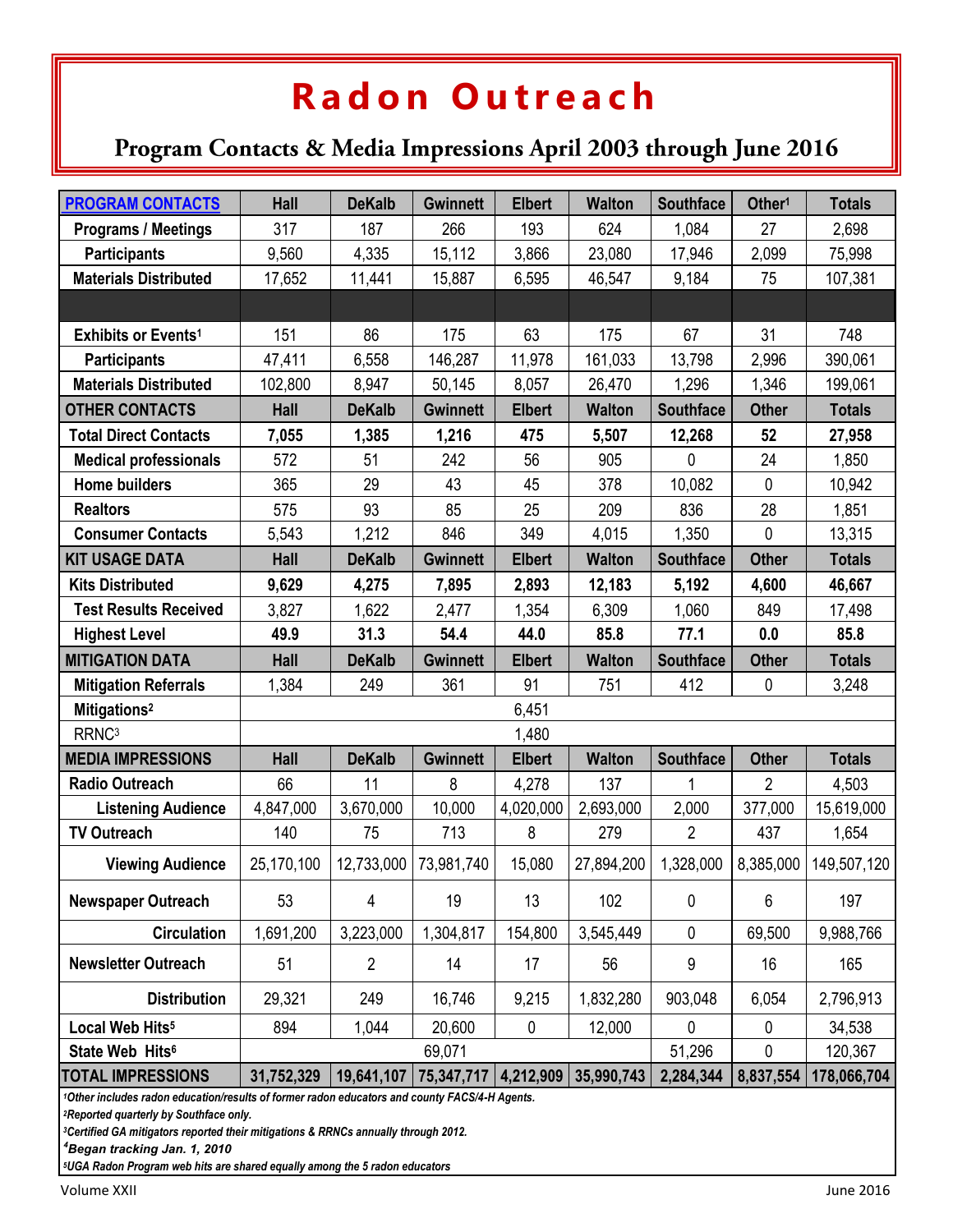# Radon Outreach

## Program Contacts & Media Impressions April 2003 through June 2016

| PROGRAM CONTACTS | Hall | DeKalb | Gwinnett | Elbert | Walton | Southface | Other[1] | Totals |
|---|---|---|---|---|---|---|---|---|
| **Programs / Meetings** | 317 | 187 | 266 | 193 | 624 | 1,084 | 27 | 2,698 |
| **Participants** | 9,560 | 4,335 | 15,112 | 3,866 | 23,080 | 17,946 | 2,099 | 75,998 |
| **Materials Distributed** | 17,652 | 11,441 | 15,887 | 6,595 | 46,547 | 9,184 | 75 | 107,381 |
| | | | | | | | | |
| **Exhibits or Events[1]** | 151 | 86 | 175 | 63 | 175 | 67 | 31 | 748 |
| **Participants** | 47,411 | 6,558 | 146,287 | 11,978 | 161,033 | 13,798 | 2,996 | 390,061 |
| **Materials Distributed** | 102,800 | 8,947 | 50,145 | 8,057 | 26,470 | 1,296 | 1,346 | 199,061 |
| **OTHER CONTACTS** | **Hall** | **DeKalb** | **Gwinnett** | **Elbert** | **Walton** | **Southface** | **Other** | **Totals** |
| **Total Direct Contacts** | **7,055** | **1,385** | **1,216** | **475** | **5,507** | **12,268** | **52** | **27,958** |
| **Medical professionals** | 572 | 51 | 242 | 56 | 905 | 0 | 24 | 1,850 |
| **Home builders** | 365 | 29 | 43 | 45 | 378 | 10,082 | 0 | 10,942 |
| **Realtors** | 575 | 93 | 85 | 25 | 209 | 836 | 28 | 1,851 |
| **Consumer Contacts** | 5,543 | 1,212 | 846 | 349 | 4,015 | 1,350 | 0 | 13,315 |
| **KIT USAGE DATA** | **Hall** | **DeKalb** | **Gwinnett** | **Elbert** | **Walton** | **Southface** | **Other** | **Totals** |
| **Kits Distributed** | **9,629** | **4,275** | **7,895** | **2,893** | **12,183** | **5,192** | **4,600** | **46,667** |
| **Test Results Received** | 3,827 | 1,622 | 2,477 | 1,354 | 6,309 | 1,060 | 849 | 17,498 |
| **Highest Level** | **49.9** | **31.3** | **54.4** | **44.0** | **85.8** | **77.1** | **0.0** | **85.8** |
| **MITIGATION DATA** | **Hall** | **DeKalb** | **Gwinnett** | **Elbert** | **Walton** | **Southface** | **Other** | **Totals** |
| **Mitigation Referrals** | 1,384 | 249 | 361 | 91 | 751 | 412 | 0 | 3,248 |
| **Mitigations[2]** | 6,451 | | | | | | | |
| RRNC[3] | 1,480 | | | | | | | |
| **MEDIA IMPRESSIONS** | **Hall** | **DeKalb** | **Gwinnett** | **Elbert** | **Walton** | **Southface** | **Other** | **Totals** |
| **Radio Outreach** | 66 | 11 | 8 | 4,278 | 137 | 1 | 2 | 4,503 |
| **Listening Audience** | 4,847,000 | 3,670,000 | 10,000 | 4,020,000 | 2,693,000 | 2,000 | 377,000 | 15,619,000 |
| **TV Outreach** | 140 | 75 | 713 | 8 | 279 | 2 | 437 | 1,654 |
| **Viewing Audience** | 25,170,100 | 12,733,000 | 73,981,740 | 15,080 | 27,894,200 | 1,328,000 | 8,385,000 | 149,507,120 |
| **Newspaper Outreach** | 53 | 4 | 19 | 13 | 102 | 0 | 6 | 197 |
| **Circulation** | 1,691,200 | 3,223,000 | 1,304,817 | 154,800 | 3,545,449 | 0 | 69,500 | 9,988,766 |
| **Newsletter Outreach** | 51 | 2 | 14 | 17 | 56 | 9 | 16 | 165 |
| **Distribution** | 29,321 | 249 | 16,746 | 9,215 | 1,832,280 | 903,048 | 6,054 | 2,796,913 |
| **Local Web Hits[5]** | 894 | 1,044 | 20,600 | 0 | 12,000 | 0 | 0 | 34,538 |
| **State Web Hits[6]** | 69,071 | | | | | 51,296 | 0 | 120,367 |
| **TOTAL IMPRESSIONS** | **31,752,329** | **19,641,107** | **75,347,717** | **4,212,909** | **35,990,743** | **2,284,344** | **8,837,554** | **178,066,704** |

*[1]Other includes radon education/results of former radon educators and county FACS/4-H Agents.*

*[2]Reported quarterly by Southface only.*

*[3]Certified GA mitigators reported their mitigations & RRNCs annually through 2012.*

*[4]Began tracking Jan. 1, 2010*

*[5]UGA Radon Program web hits are shared equally among the 5 radon educators*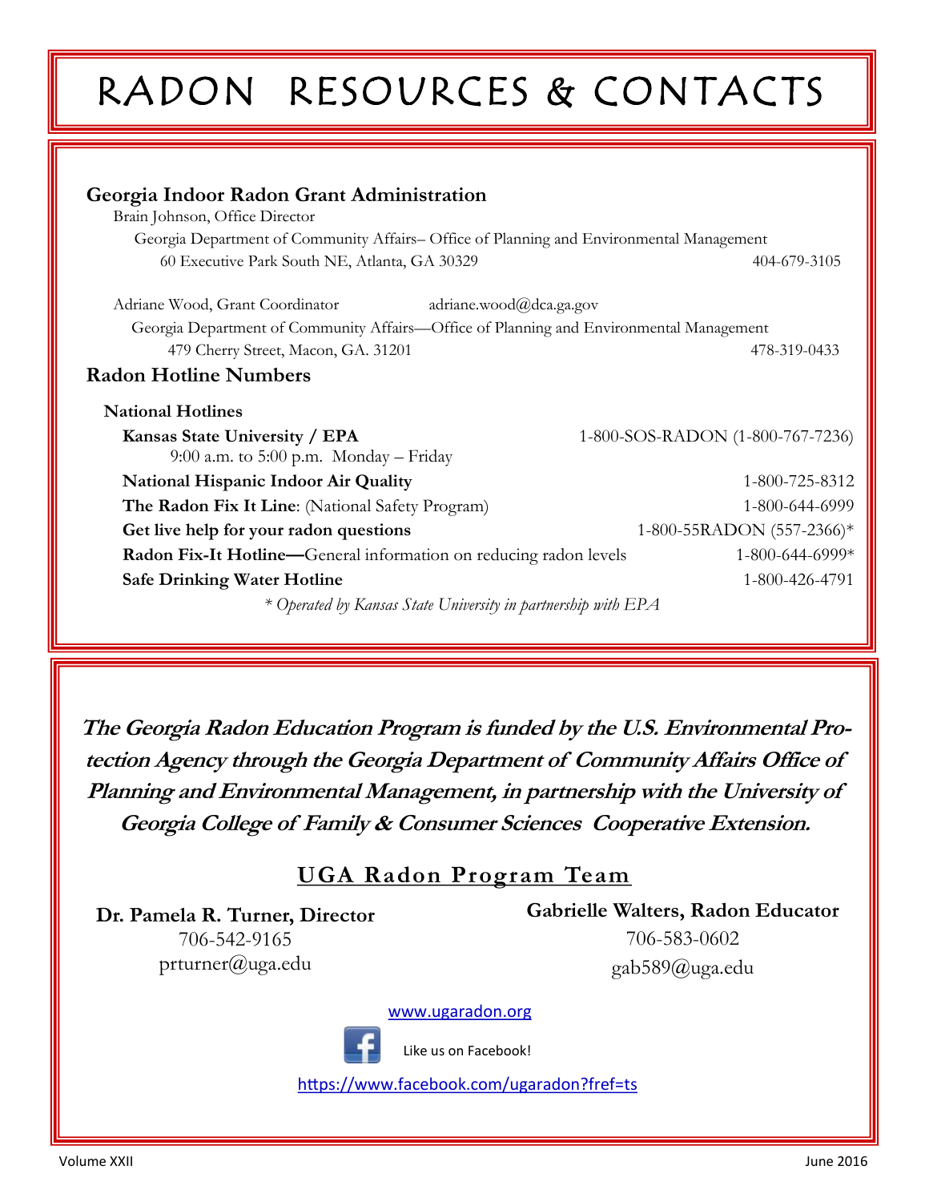# RADON RESOURCES & CONTACTS

## Georgia Indoor Radon Grant Administration

Brain Johnson, Office Director
Georgia Department of Community Affairs– Office of Planning and Environmental Management
60 Executive Park South NE, Atlanta, GA 30329 — 404-679-3105

Adriane Wood, Grant Coordinator — adriane.wood@dca.ga.gov
Georgia Department of Community Affairs—Office of Planning and Environmental Management
479 Cherry Street, Macon, GA. 31201 — 478-319-0433

## Radon Hotline Numbers

### National Hotlines

**Kansas State University / EPA** — 1-800-SOS-RADON (1-800-767-7236)
9:00 a.m. to 5:00 p.m. Monday – Friday

**National Hispanic Indoor Air Quality** — 1-800-725-8312

**The Radon Fix It Line**: (National Safety Program) — 1-800-644-6999

**Get live help for your radon questions** — 1-800-55RADON (557-2366)*

**Radon Fix-It Hotline—**General information on reducing radon levels — 1-800-644-6999*

**Safe Drinking Water Hotline** — 1-800-426-4791

*\* Operated by Kansas State University in partnership with EPA*

***The Georgia Radon Education Program is funded by the U.S. Environmental Protection Agency through the Georgia Department of Community Affairs Office of Planning and Environmental Management, in partnership with the University of Georgia College of Family & Consumer Sciences Cooperative Extension.***

## UGA Radon Program Team

**Dr. Pamela R. Turner, Director**
706-542-9165
prturner@uga.edu

**Gabrielle Walters, Radon Educator**
706-583-0602
gab589@uga.edu

www.ugaradon.org

Like us on Facebook!

https://www.facebook.com/ugaradon?fref=ts